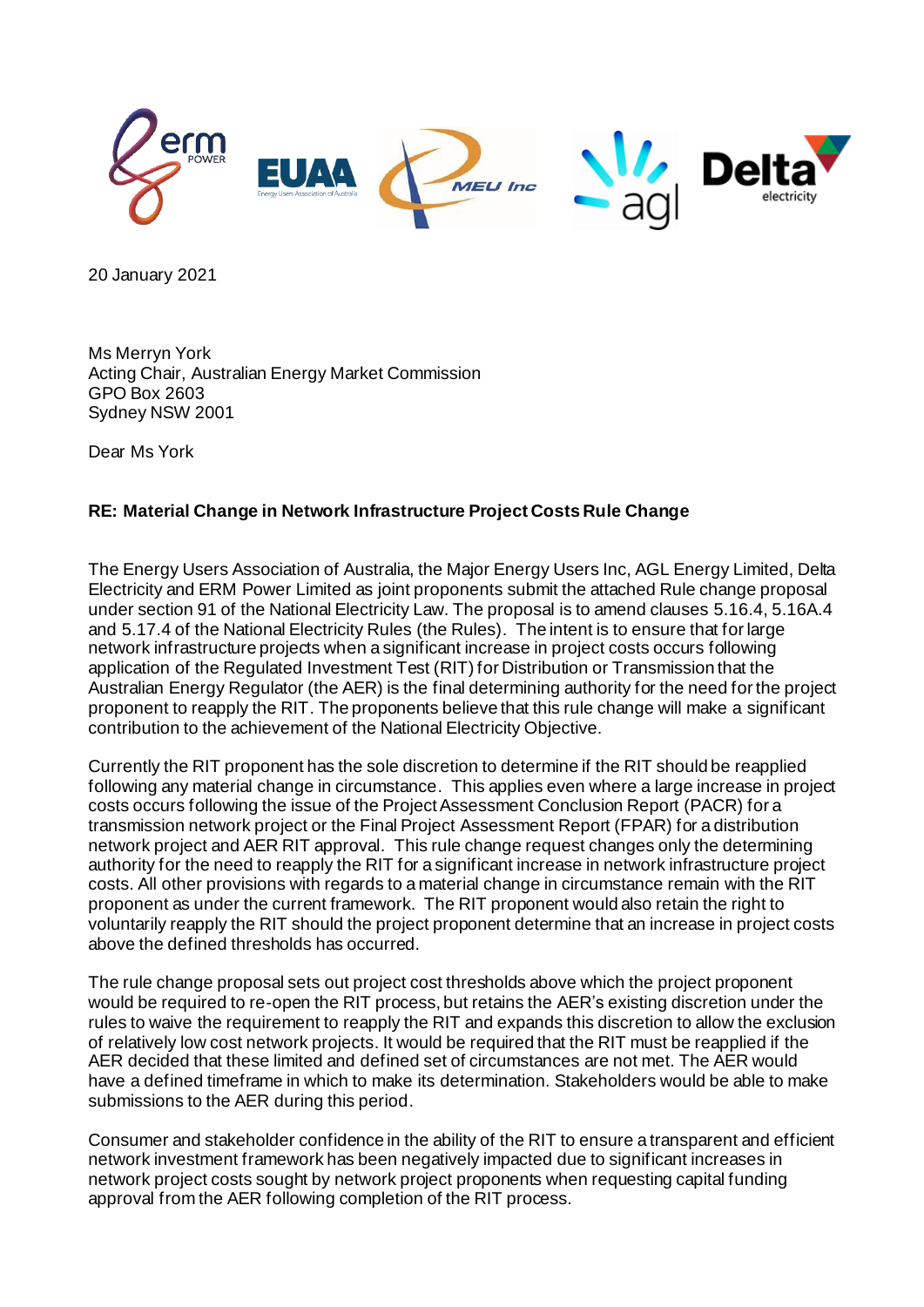20 January 2021

Ms Merryn York
Acting Chair, Australian Energy Market Commission
GPO Box 2603
Sydney NSW 2001

Dear Ms York

**RE: Material Change in Network Infrastructure Project Costs Rule Change**

The Energy Users Association of Australia, the Major Energy Users Inc, AGL Energy Limited, Delta Electricity and ERM Power Limited as joint proponents submit the attached Rule change proposal under section 91 of the National Electricity Law. The proposal is to amend clauses 5.16.4, 5.16A.4 and 5.17.4 of the National Electricity Rules (the Rules). The intent is to ensure that for large network infrastructure projects when a significant increase in project costs occurs following application of the Regulated Investment Test (RIT) for Distribution or Transmission that the Australian Energy Regulator (the AER) is the final determining authority for the need for the project proponent to reapply the RIT. The proponents believe that this rule change will make a significant contribution to the achievement of the National Electricity Objective.

Currently the RIT proponent has the sole discretion to determine if the RIT should be reapplied following any material change in circumstance. This applies even where a large increase in project costs occurs following the issue of the Project Assessment Conclusion Report (PACR) for a transmission network project or the Final Project Assessment Report (FPAR) for a distribution network project and AER RIT approval. This rule change request changes only the determining authority for the need to reapply the RIT for a significant increase in network infrastructure project costs. All other provisions with regards to a material change in circumstance remain with the RIT proponent as under the current framework. The RIT proponent would also retain the right to voluntarily reapply the RIT should the project proponent determine that an increase in project costs above the defined thresholds has occurred.

The rule change proposal sets out project cost thresholds above which the project proponent would be required to re-open the RIT process, but retains the AER's existing discretion under the rules to waive the requirement to reapply the RIT and expands this discretion to allow the exclusion of relatively low cost network projects. It would be required that the RIT must be reapplied if the AER decided that these limited and defined set of circumstances are not met. The AER would have a defined timeframe in which to make its determination. Stakeholders would be able to make submissions to the AER during this period.

Consumer and stakeholder confidence in the ability of the RIT to ensure a transparent and efficient network investment framework has been negatively impacted due to significant increases in network project costs sought by network project proponents when requesting capital funding approval from the AER following completion of the RIT process.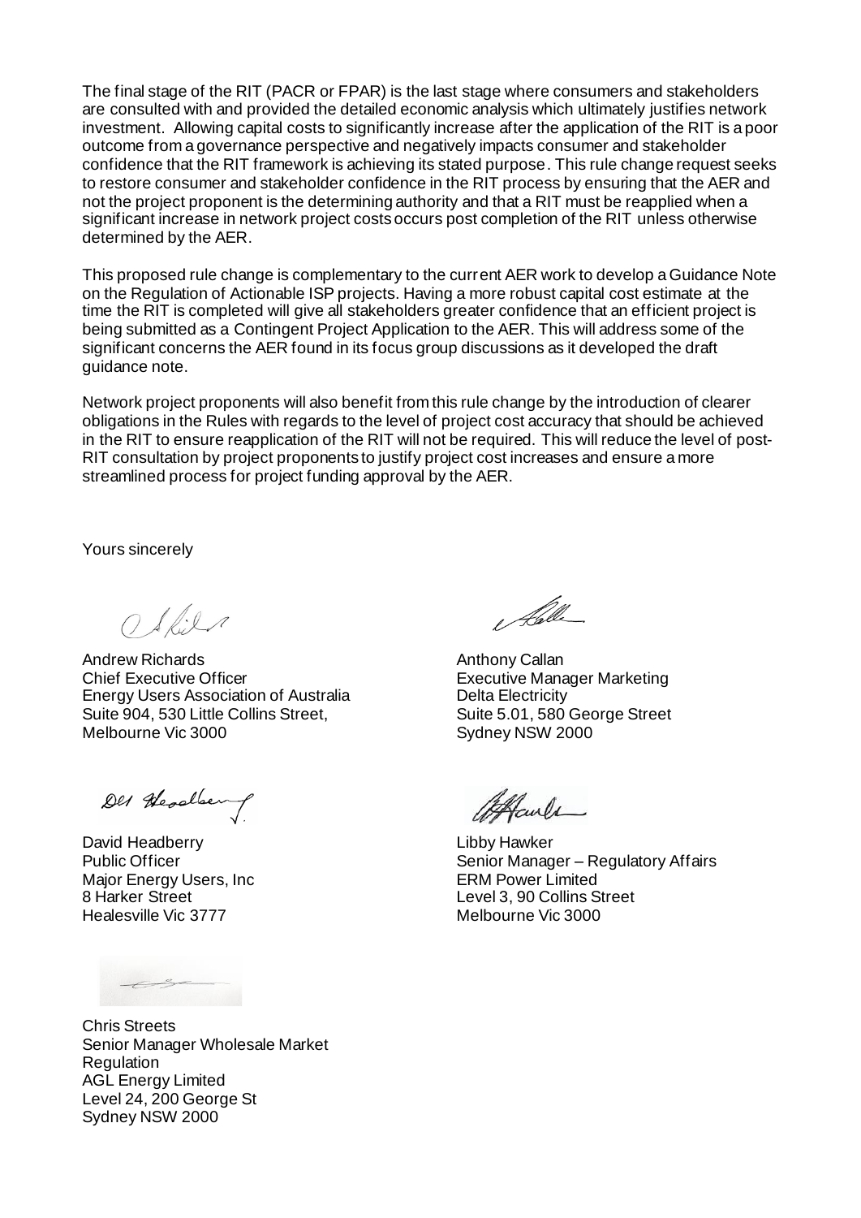The final stage of the RIT (PACR or FPAR) is the last stage where consumers and stakeholders are consulted with and provided the detailed economic analysis which ultimately justifies network investment. Allowing capital costs to significantly increase after the application of the RIT is a poor outcome from a governance perspective and negatively impacts consumer and stakeholder confidence that the RIT framework is achieving its stated purpose. This rule change request seeks to restore consumer and stakeholder confidence in the RIT process by ensuring that the AER and not the project proponent is the determining authority and that a RIT must be reapplied when a significant increase in network project costs occurs post completion of the RIT unless otherwise determined by the AER.

This proposed rule change is complementary to the current AER work to develop a Guidance Note on the Regulation of Actionable ISP projects. Having a more robust capital cost estimate at the time the RIT is completed will give all stakeholders greater confidence that an efficient project is being submitted as a Contingent Project Application to the AER. This will address some of the significant concerns the AER found in its focus group discussions as it developed the draft guidance note.

Network project proponents will also benefit from this rule change by the introduction of clearer obligations in the Rules with regards to the level of project cost accuracy that should be achieved in the RIT to ensure reapplication of the RIT will not be required. This will reduce the level of post-RIT consultation by project proponents to justify project cost increases and ensure a more streamlined process for project funding approval by the AER.

Yours sincerely

Andrew Richards
Chief Executive Officer
Energy Users Association of Australia
Suite 904, 530 Little Collins Street,
Melbourne Vic 3000

Anthony Callan
Executive Manager Marketing
Delta Electricity
Suite 5.01, 580 George Street
Sydney NSW 2000

David Headberry
Public Officer
Major Energy Users, Inc
8 Harker Street
Healesville Vic 3777

Libby Hawker
Senior Manager – Regulatory Affairs
ERM Power Limited
Level 3, 90 Collins Street
Melbourne Vic 3000

Chris Streets
Senior Manager Wholesale Market Regulation
AGL Energy Limited
Level 24, 200 George St
Sydney NSW 2000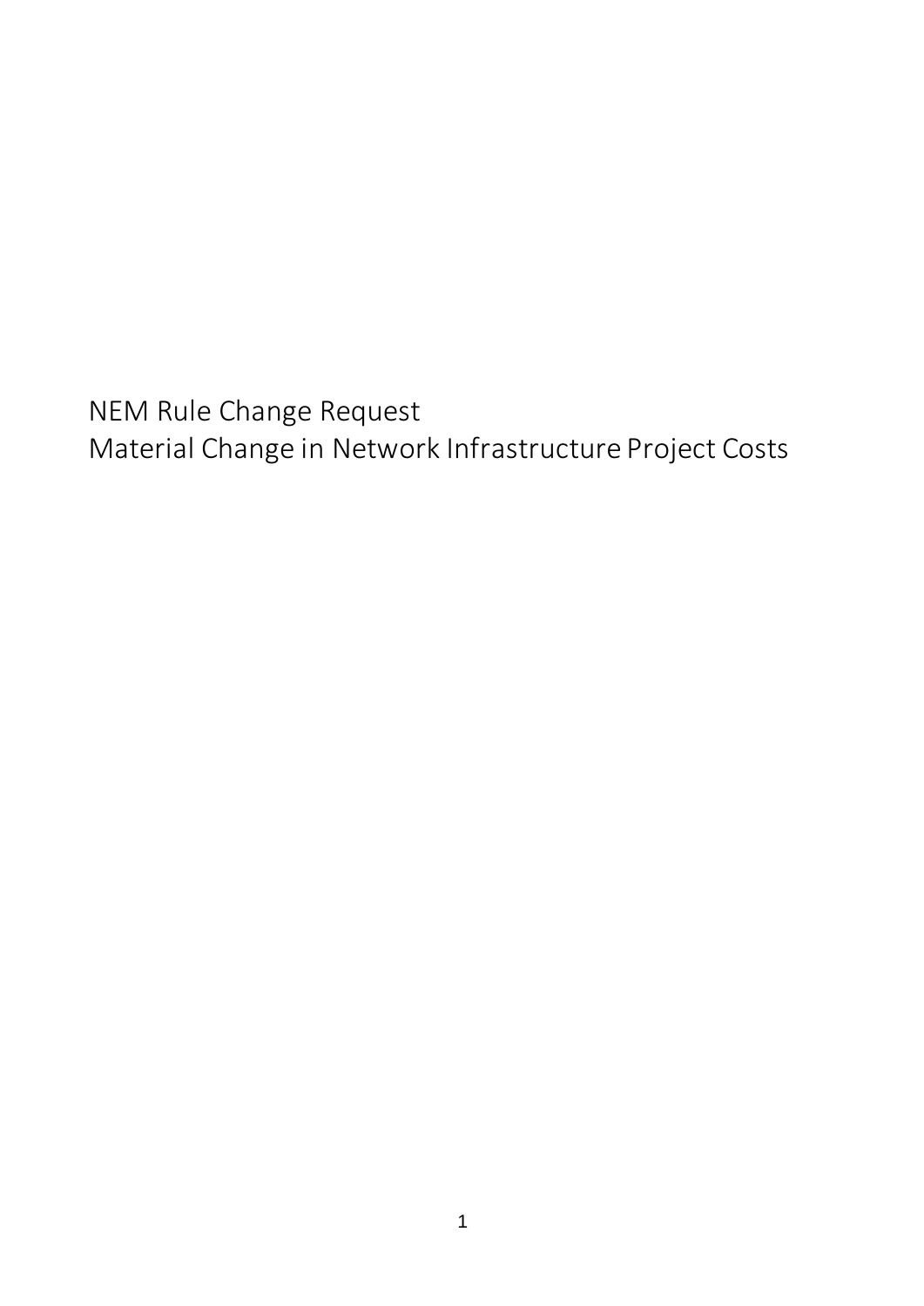NEM Rule Change Request
Material Change in Network Infrastructure Project Costs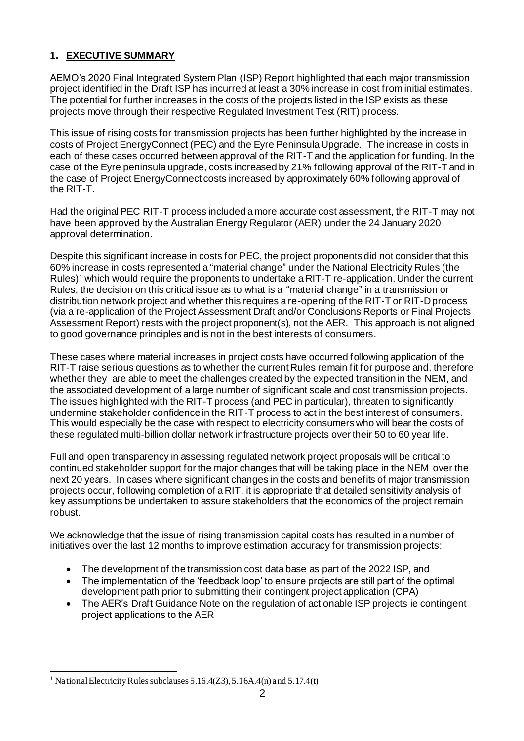## 1. EXECUTIVE SUMMARY

AEMO's 2020 Final Integrated System Plan (ISP) Report highlighted that each major transmission project identified in the Draft ISP has incurred at least a 30% increase in cost from initial estimates. The potential for further increases in the costs of the projects listed in the ISP exists as these projects move through their respective Regulated Investment Test (RIT) process.

This issue of rising costs for transmission projects has been further highlighted by the increase in costs of Project EnergyConnect (PEC) and the Eyre Peninsula Upgrade. The increase in costs in each of these cases occurred between approval of the RIT-T and the application for funding. In the case of the Eyre peninsula upgrade, costs increased by 21% following approval of the RIT-T and in the case of Project EnergyConnect costs increased by approximately 60% following approval of the RIT-T.

Had the original PEC RIT-T process included a more accurate cost assessment, the RIT-T may not have been approved by the Australian Energy Regulator (AER) under the 24 January 2020 approval determination.

Despite this significant increase in costs for PEC, the project proponents did not consider that this 60% increase in costs represented a "material change" under the National Electricity Rules (the Rules)[1] which would require the proponents to undertake a RIT-T re-application. Under the current Rules, the decision on this critical issue as to what is a "material change" in a transmission or distribution network project and whether this requires a re-opening of the RIT-T or RIT-D process (via a re-application of the Project Assessment Draft and/or Conclusions Reports or Final Projects Assessment Report) rests with the project proponent(s), not the AER. This approach is not aligned to good governance principles and is not in the best interests of consumers.

These cases where material increases in project costs have occurred following application of the RIT-T raise serious questions as to whether the current Rules remain fit for purpose and, therefore whether they are able to meet the challenges created by the expected transition in the NEM, and the associated development of a large number of significant scale and cost transmission projects. The issues highlighted with the RIT-T process (and PEC in particular), threaten to significantly undermine stakeholder confidence in the RIT-T process to act in the best interest of consumers. This would especially be the case with respect to electricity consumers who will bear the costs of these regulated multi-billion dollar network infrastructure projects over their 50 to 60 year life.

Full and open transparency in assessing regulated network project proposals will be critical to continued stakeholder support for the major changes that will be taking place in the NEM over the next 20 years. In cases where significant changes in the costs and benefits of major transmission projects occur, following completion of a RIT, it is appropriate that detailed sensitivity analysis of key assumptions be undertaken to assure stakeholders that the economics of the project remain robust.

We acknowledge that the issue of rising transmission capital costs has resulted in a number of initiatives over the last 12 months to improve estimation accuracy for transmission projects:

- The development of the transmission cost data base as part of the 2022 ISP, and
- The implementation of the 'feedback loop' to ensure projects are still part of the optimal development path prior to submitting their contingent project application (CPA)
- The AER's Draft Guidance Note on the regulation of actionable ISP projects ie contingent project applications to the AER

---

[1] National Electricity Rules subclauses 5.16.4(Z3), 5.16A.4(n) and 5.17.4(t)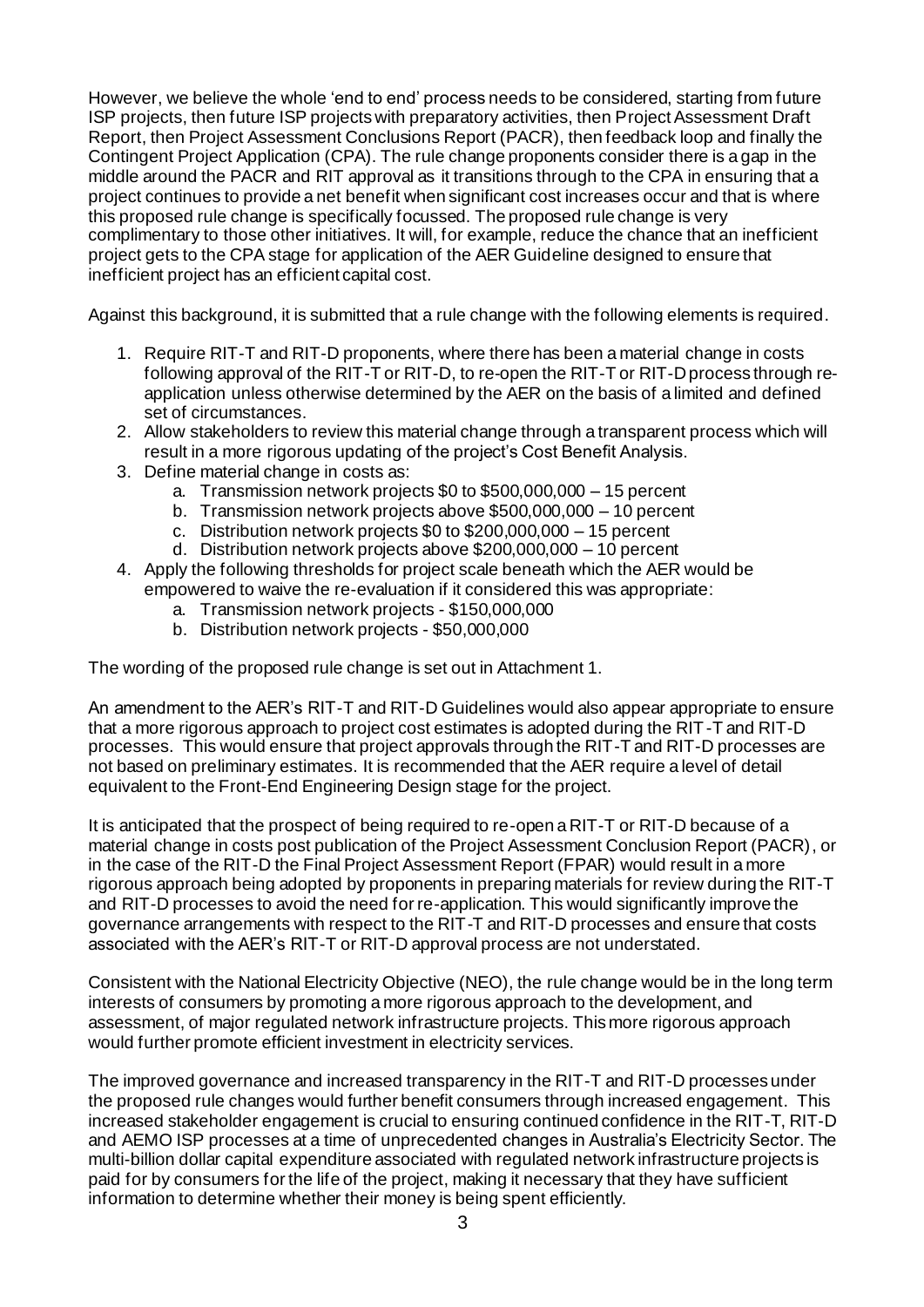However, we believe the whole 'end to end' process needs to be considered, starting from future ISP projects, then future ISP projects with preparatory activities, then Project Assessment Draft Report, then Project Assessment Conclusions Report (PACR), then feedback loop and finally the Contingent Project Application (CPA). The rule change proponents consider there is a gap in the middle around the PACR and RIT approval as it transitions through to the CPA in ensuring that a project continues to provide a net benefit when significant cost increases occur and that is where this proposed rule change is specifically focussed. The proposed rule change is very complimentary to those other initiatives. It will, for example, reduce the chance that an inefficient project gets to the CPA stage for application of the AER Guideline designed to ensure that inefficient project has an efficient capital cost.

Against this background, it is submitted that a rule change with the following elements is required.

1. Require RIT-T and RIT-D proponents, where there has been a material change in costs following approval of the RIT-T or RIT-D, to re-open the RIT-T or RIT-D process through re-application unless otherwise determined by the AER on the basis of a limited and defined set of circumstances.
2. Allow stakeholders to review this material change through a transparent process which will result in a more rigorous updating of the project's Cost Benefit Analysis.
3. Define material change in costs as:
   a. Transmission network projects $0 to $500,000,000 – 15 percent
   b. Transmission network projects above $500,000,000 – 10 percent
   c. Distribution network projects $0 to $200,000,000 – 15 percent
   d. Distribution network projects above $200,000,000 – 10 percent
4. Apply the following thresholds for project scale beneath which the AER would be empowered to waive the re-evaluation if it considered this was appropriate:
   a. Transmission network projects - $150,000,000
   b. Distribution network projects - $50,000,000

The wording of the proposed rule change is set out in Attachment 1.

An amendment to the AER's RIT-T and RIT-D Guidelines would also appear appropriate to ensure that a more rigorous approach to project cost estimates is adopted during the RIT-T and RIT-D processes. This would ensure that project approvals through the RIT-T and RIT-D processes are not based on preliminary estimates. It is recommended that the AER require a level of detail equivalent to the Front-End Engineering Design stage for the project.

It is anticipated that the prospect of being required to re-open a RIT-T or RIT-D because of a material change in costs post publication of the Project Assessment Conclusion Report (PACR), or in the case of the RIT-D the Final Project Assessment Report (FPAR) would result in a more rigorous approach being adopted by proponents in preparing materials for review during the RIT-T and RIT-D processes to avoid the need for re-application. This would significantly improve the governance arrangements with respect to the RIT-T and RIT-D processes and ensure that costs associated with the AER's RIT-T or RIT-D approval process are not understated.

Consistent with the National Electricity Objective (NEO), the rule change would be in the long term interests of consumers by promoting a more rigorous approach to the development, and assessment, of major regulated network infrastructure projects. This more rigorous approach would further promote efficient investment in electricity services.

The improved governance and increased transparency in the RIT-T and RIT-D processes under the proposed rule changes would further benefit consumers through increased engagement. This increased stakeholder engagement is crucial to ensuring continued confidence in the RIT-T, RIT-D and AEMO ISP processes at a time of unprecedented changes in Australia's Electricity Sector. The multi-billion dollar capital expenditure associated with regulated network infrastructure projects is paid for by consumers for the life of the project, making it necessary that they have sufficient information to determine whether their money is being spent efficiently.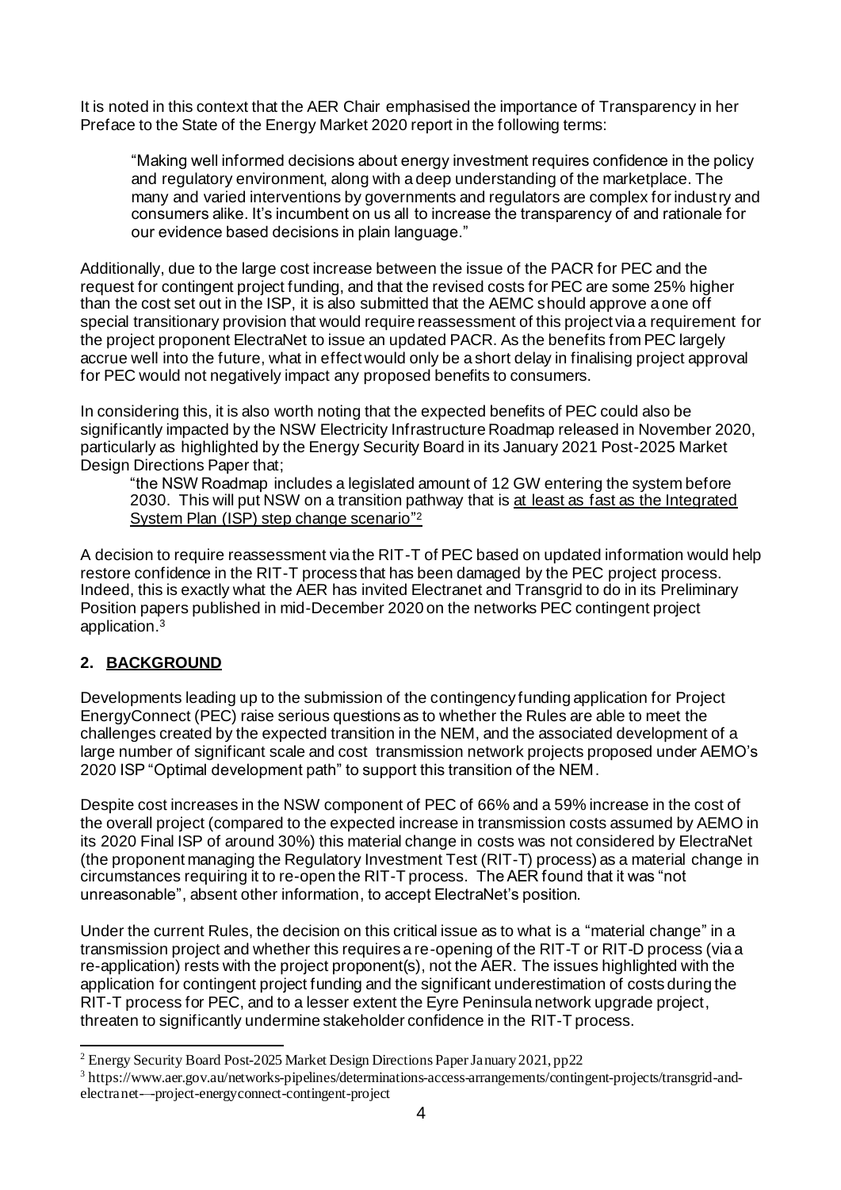It is noted in this context that the AER Chair emphasised the importance of Transparency in her Preface to the State of the Energy Market 2020 report in the following terms:

> "Making well informed decisions about energy investment requires confidence in the policy and regulatory environment, along with a deep understanding of the marketplace. The many and varied interventions by governments and regulators are complex for industry and consumers alike. It's incumbent on us all to increase the transparency of and rationale for our evidence based decisions in plain language."

Additionally, due to the large cost increase between the issue of the PACR for PEC and the request for contingent project funding, and that the revised costs for PEC are some 25% higher than the cost set out in the ISP, it is also submitted that the AEMC should approve a one off special transitionary provision that would require reassessment of this project via a requirement for the project proponent ElectraNet to issue an updated PACR. As the benefits from PEC largely accrue well into the future, what in effect would only be a short delay in finalising project approval for PEC would not negatively impact any proposed benefits to consumers.

In considering this, it is also worth noting that the expected benefits of PEC could also be significantly impacted by the NSW Electricity Infrastructure Roadmap released in November 2020, particularly as highlighted by the Energy Security Board in its January 2021 Post-2025 Market Design Directions Paper that;

> "the NSW Roadmap includes a legislated amount of 12 GW entering the system before 2030. This will put NSW on a transition pathway that is <u>at least as fast as the Integrated System Plan (ISP) step change scenario</u>"[2]

A decision to require reassessment via the RIT-T of PEC based on updated information would help restore confidence in the RIT-T process that has been damaged by the PEC project process. Indeed, this is exactly what the AER has invited Electranet and Transgrid to do in its Preliminary Position papers published in mid-December 2020 on the networks PEC contingent project application.[3]

## 2. BACKGROUND

Developments leading up to the submission of the contingency funding application for Project EnergyConnect (PEC) raise serious questions as to whether the Rules are able to meet the challenges created by the expected transition in the NEM, and the associated development of a large number of significant scale and cost transmission network projects proposed under AEMO's 2020 ISP "Optimal development path" to support this transition of the NEM.

Despite cost increases in the NSW component of PEC of 66% and a 59% increase in the cost of the overall project (compared to the expected increase in transmission costs assumed by AEMO in its 2020 Final ISP of around 30%) this material change in costs was not considered by ElectraNet (the proponent managing the Regulatory Investment Test (RIT-T) process) as a material change in circumstances requiring it to re-open the RIT-T process. The AER found that it was "not unreasonable", absent other information, to accept ElectraNet's position.

Under the current Rules, the decision on this critical issue as to what is a "material change" in a transmission project and whether this requires a re-opening of the RIT-T or RIT-D process (via a re-application) rests with the project proponent(s), not the AER. The issues highlighted with the application for contingent project funding and the significant underestimation of costs during the RIT-T process for PEC, and to a lesser extent the Eyre Peninsula network upgrade project, threaten to significantly undermine stakeholder confidence in the RIT-T process.

---

[2] Energy Security Board Post-2025 Market Design Directions Paper January 2021, pp22

[3] https://www.aer.gov.au/networks-pipelines/determinations-access-arrangements/contingent-projects/transgrid-and-electranet-–-project-energyconnect-contingent-project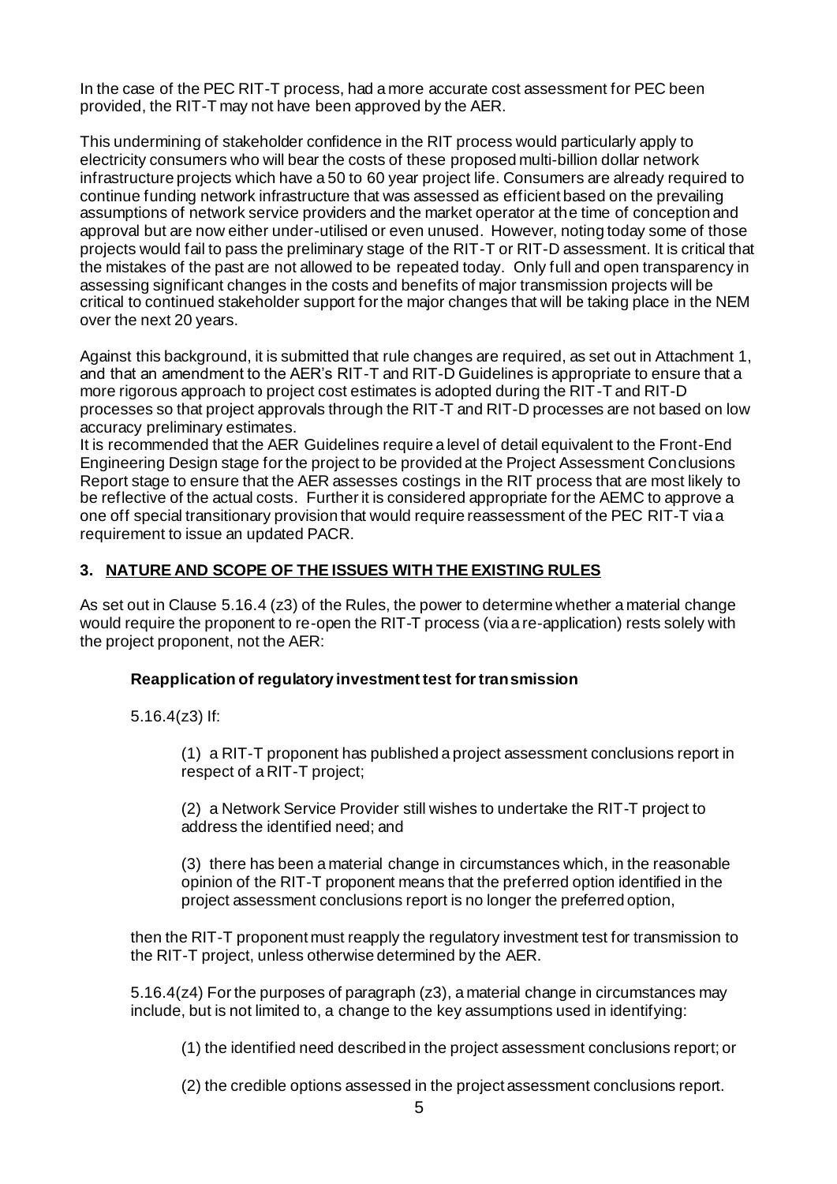In the case of the PEC RIT-T process, had a more accurate cost assessment for PEC been provided, the RIT-T may not have been approved by the AER.

This undermining of stakeholder confidence in the RIT process would particularly apply to electricity consumers who will bear the costs of these proposed multi-billion dollar network infrastructure projects which have a 50 to 60 year project life. Consumers are already required to continue funding network infrastructure that was assessed as efficient based on the prevailing assumptions of network service providers and the market operator at the time of conception and approval but are now either under-utilised or even unused. However, noting today some of those projects would fail to pass the preliminary stage of the RIT-T or RIT-D assessment. It is critical that the mistakes of the past are not allowed to be repeated today. Only full and open transparency in assessing significant changes in the costs and benefits of major transmission projects will be critical to continued stakeholder support for the major changes that will be taking place in the NEM over the next 20 years.

Against this background, it is submitted that rule changes are required, as set out in Attachment 1, and that an amendment to the AER's RIT-T and RIT-D Guidelines is appropriate to ensure that a more rigorous approach to project cost estimates is adopted during the RIT-T and RIT-D processes so that project approvals through the RIT-T and RIT-D processes are not based on low accuracy preliminary estimates.

It is recommended that the AER Guidelines require a level of detail equivalent to the Front-End Engineering Design stage for the project to be provided at the Project Assessment Conclusions Report stage to ensure that the AER assesses costings in the RIT process that are most likely to be reflective of the actual costs. Further it is considered appropriate for the AEMC to approve a one off special transitionary provision that would require reassessment of the PEC RIT-T via a requirement to issue an updated PACR.

## 3. NATURE AND SCOPE OF THE ISSUES WITH THE EXISTING RULES

As set out in Clause 5.16.4 (z3) of the Rules, the power to determine whether a material change would require the proponent to re-open the RIT-T process (via a re-application) rests solely with the project proponent, not the AER:

> **Reapplication of regulatory investment test for transmission**
>
> 5.16.4(z3) If:
>
> > (1) a RIT-T proponent has published a project assessment conclusions report in respect of a RIT-T project;
> >
> > (2) a Network Service Provider still wishes to undertake the RIT-T project to address the identified need; and
> >
> > (3) there has been a material change in circumstances which, in the reasonable opinion of the RIT-T proponent means that the preferred option identified in the project assessment conclusions report is no longer the preferred option,
>
> then the RIT-T proponent must reapply the regulatory investment test for transmission to the RIT-T project, unless otherwise determined by the AER.
>
> 5.16.4(z4) For the purposes of paragraph (z3), a material change in circumstances may include, but is not limited to, a change to the key assumptions used in identifying:
>
> > (1) the identified need described in the project assessment conclusions report; or
> >
> > (2) the credible options assessed in the project assessment conclusions report.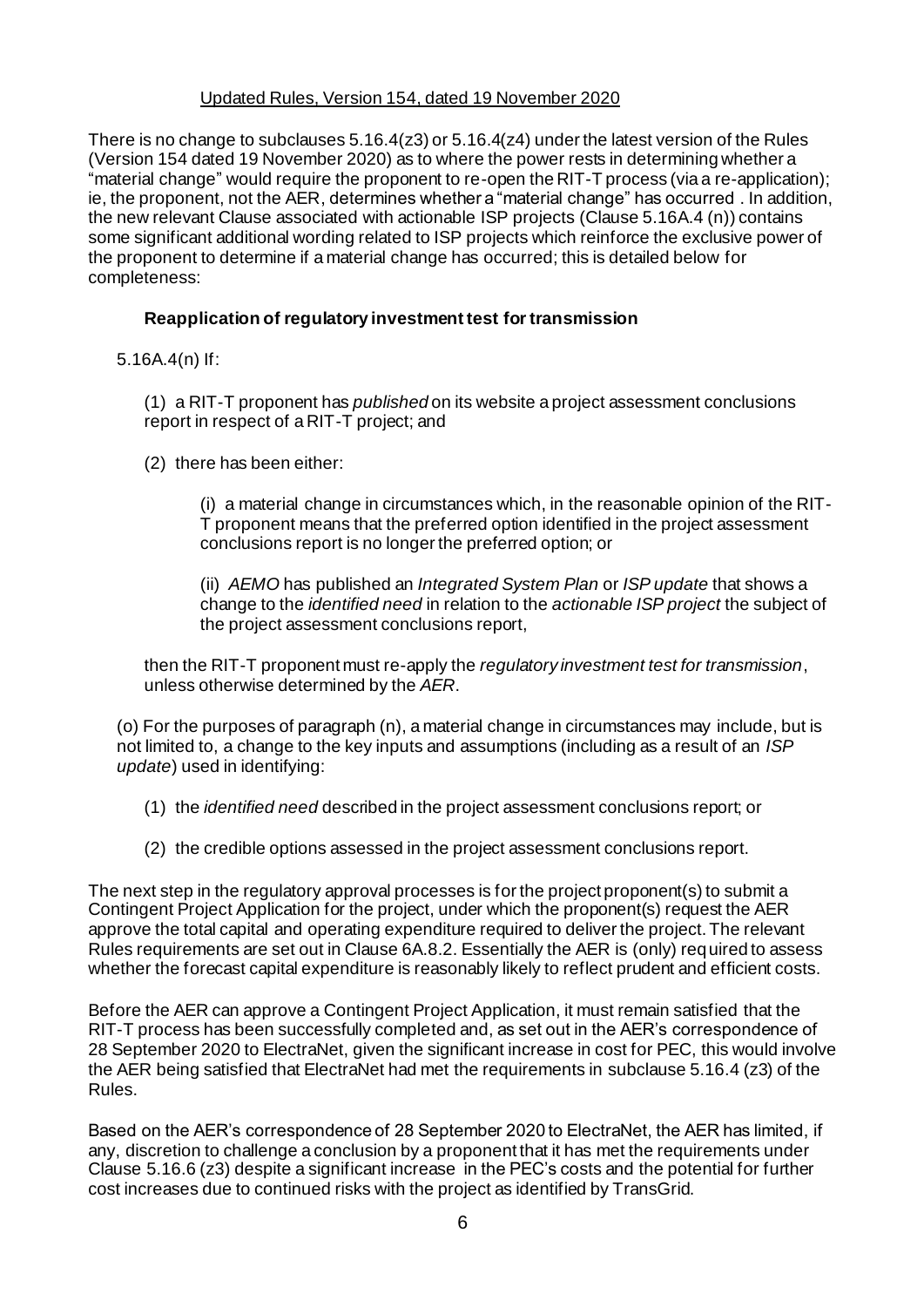Updated Rules, Version 154, dated 19 November 2020

There is no change to subclauses 5.16.4(z3) or 5.16.4(z4) under the latest version of the Rules (Version 154 dated 19 November 2020) as to where the power rests in determining whether a "material change" would require the proponent to re-open the RIT-T process (via a re-application); ie, the proponent, not the AER, determines whether a "material change" has occurred . In addition, the new relevant Clause associated with actionable ISP projects (Clause 5.16A.4 (n)) contains some significant additional wording related to ISP projects which reinforce the exclusive power of the proponent to determine if a material change has occurred; this is detailed below for completeness:

**Reapplication of regulatory investment test for transmission**

5.16A.4(n) If:

(1) a RIT-T proponent has *published* on its website a project assessment conclusions report in respect of a RIT-T project; and

(2) there has been either:

(i) a material change in circumstances which, in the reasonable opinion of the RIT-T proponent means that the preferred option identified in the project assessment conclusions report is no longer the preferred option; or

(ii) *AEMO* has published an *Integrated System Plan* or *ISP update* that shows a change to the *identified need* in relation to the *actionable ISP project* the subject of the project assessment conclusions report,

then the RIT-T proponent must re-apply the *regulatory investment test for transmission*, unless otherwise determined by the *AER*.

(o) For the purposes of paragraph (n), a material change in circumstances may include, but is not limited to, a change to the key inputs and assumptions (including as a result of an *ISP update*) used in identifying:

(1) the *identified need* described in the project assessment conclusions report; or

(2) the credible options assessed in the project assessment conclusions report.

The next step in the regulatory approval processes is for the project proponent(s) to submit a Contingent Project Application for the project, under which the proponent(s) request the AER approve the total capital and operating expenditure required to deliver the project. The relevant Rules requirements are set out in Clause 6A.8.2. Essentially the AER is (only) required to assess whether the forecast capital expenditure is reasonably likely to reflect prudent and efficient costs.

Before the AER can approve a Contingent Project Application, it must remain satisfied that the RIT-T process has been successfully completed and, as set out in the AER's correspondence of 28 September 2020 to ElectraNet, given the significant increase in cost for PEC, this would involve the AER being satisfied that ElectraNet had met the requirements in subclause 5.16.4 (z3) of the Rules.

Based on the AER's correspondence of 28 September 2020 to ElectraNet, the AER has limited, if any, discretion to challenge a conclusion by a proponent that it has met the requirements under Clause 5.16.6 (z3) despite a significant increase in the PEC's costs and the potential for further cost increases due to continued risks with the project as identified by TransGrid.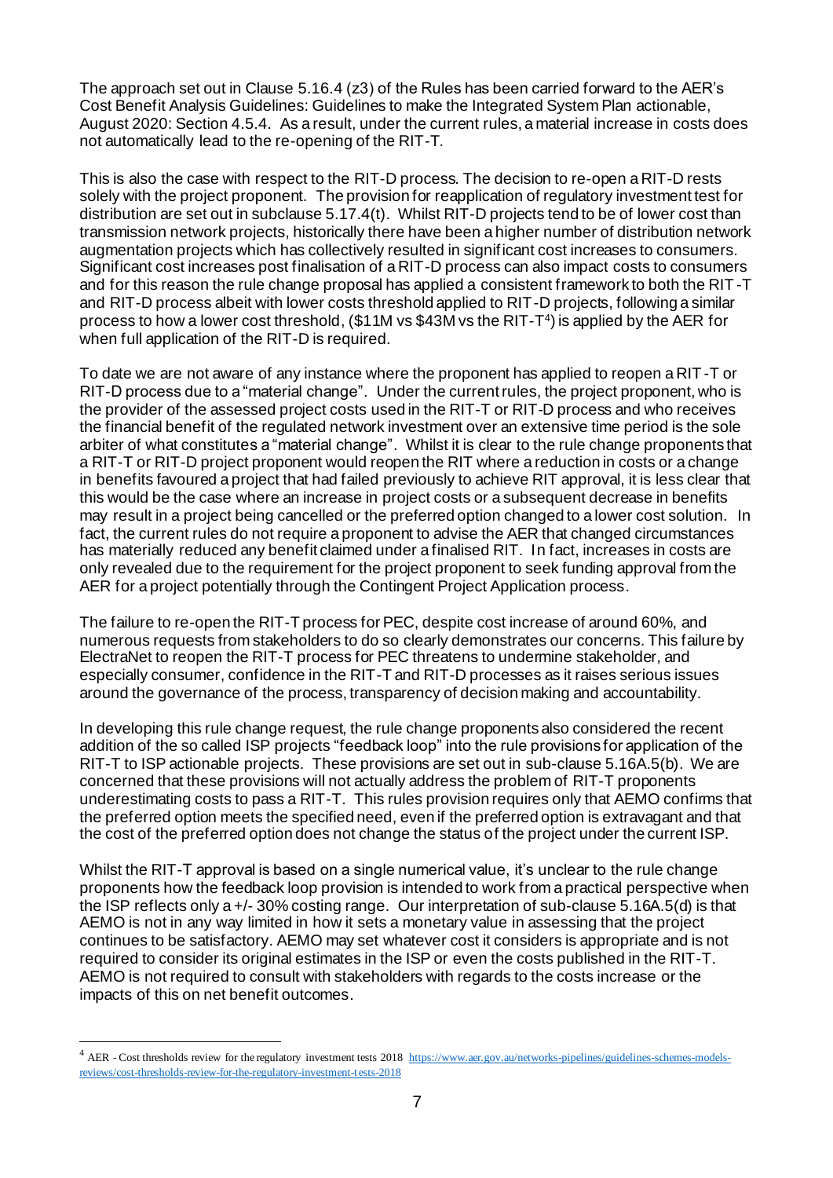The approach set out in Clause 5.16.4 (z3) of the Rules has been carried forward to the AER's Cost Benefit Analysis Guidelines: Guidelines to make the Integrated System Plan actionable, August 2020: Section 4.5.4. As a result, under the current rules, a material increase in costs does not automatically lead to the re-opening of the RIT-T.

This is also the case with respect to the RIT-D process. The decision to re-open a RIT-D rests solely with the project proponent. The provision for reapplication of regulatory investment test for distribution are set out in subclause 5.17.4(t). Whilst RIT-D projects tend to be of lower cost than transmission network projects, historically there have been a higher number of distribution network augmentation projects which has collectively resulted in significant cost increases to consumers. Significant cost increases post finalisation of a RIT-D process can also impact costs to consumers and for this reason the rule change proposal has applied a consistent framework to both the RIT-T and RIT-D process albeit with lower costs threshold applied to RIT-D projects, following a similar process to how a lower cost threshold, ($11M vs $43M vs the RIT-T[4]) is applied by the AER for when full application of the RIT-D is required.

To date we are not aware of any instance where the proponent has applied to reopen a RIT-T or RIT-D process due to a "material change". Under the current rules, the project proponent, who is the provider of the assessed project costs used in the RIT-T or RIT-D process and who receives the financial benefit of the regulated network investment over an extensive time period is the sole arbiter of what constitutes a "material change". Whilst it is clear to the rule change proponents that a RIT-T or RIT-D project proponent would reopen the RIT where a reduction in costs or a change in benefits favoured a project that had failed previously to achieve RIT approval, it is less clear that this would be the case where an increase in project costs or a subsequent decrease in benefits may result in a project being cancelled or the preferred option changed to a lower cost solution. In fact, the current rules do not require a proponent to advise the AER that changed circumstances has materially reduced any benefit claimed under a finalised RIT. In fact, increases in costs are only revealed due to the requirement for the project proponent to seek funding approval from the AER for a project potentially through the Contingent Project Application process.

The failure to re-open the RIT-T process for PEC, despite cost increase of around 60%, and numerous requests from stakeholders to do so clearly demonstrates our concerns. This failure by ElectraNet to reopen the RIT-T process for PEC threatens to undermine stakeholder, and especially consumer, confidence in the RIT-T and RIT-D processes as it raises serious issues around the governance of the process, transparency of decision making and accountability.

In developing this rule change request, the rule change proponents also considered the recent addition of the so called ISP projects "feedback loop" into the rule provisions for application of the RIT-T to ISP actionable projects. These provisions are set out in sub-clause 5.16A.5(b). We are concerned that these provisions will not actually address the problem of RIT-T proponents underestimating costs to pass a RIT-T. This rules provision requires only that AEMO confirms that the preferred option meets the specified need, even if the preferred option is extravagant and that the cost of the preferred option does not change the status of the project under the current ISP.

Whilst the RIT-T approval is based on a single numerical value, it's unclear to the rule change proponents how the feedback loop provision is intended to work from a practical perspective when the ISP reflects only a +/- 30% costing range. Our interpretation of sub-clause 5.16A.5(d) is that AEMO is not in any way limited in how it sets a monetary value in assessing that the project continues to be satisfactory. AEMO may set whatever cost it considers is appropriate and is not required to consider its original estimates in the ISP or even the costs published in the RIT-T. AEMO is not required to consult with stakeholders with regards to the costs increase or the impacts of this on net benefit outcomes.

---

[4] AER - Cost thresholds review for the regulatory investment tests 2018 https://www.aer.gov.au/networks-pipelines/guidelines-schemes-models-reviews/cost-thresholds-review-for-the-regulatory-investment-tests-2018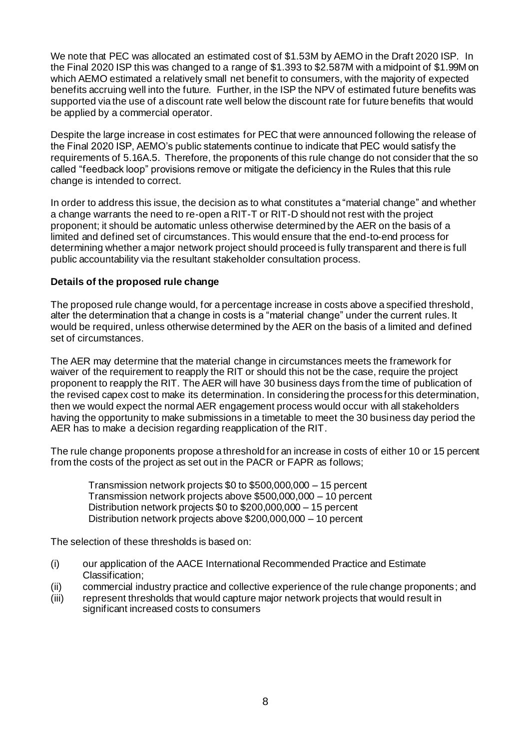We note that PEC was allocated an estimated cost of $1.53M by AEMO in the Draft 2020 ISP. In the Final 2020 ISP this was changed to a range of $1.393 to $2.587M with a midpoint of $1.99M on which AEMO estimated a relatively small net benefit to consumers, with the majority of expected benefits accruing well into the future. Further, in the ISP the NPV of estimated future benefits was supported via the use of a discount rate well below the discount rate for future benefits that would be applied by a commercial operator.

Despite the large increase in cost estimates for PEC that were announced following the release of the Final 2020 ISP, AEMO's public statements continue to indicate that PEC would satisfy the requirements of 5.16A.5. Therefore, the proponents of this rule change do not consider that the so called "feedback loop" provisions remove or mitigate the deficiency in the Rules that this rule change is intended to correct.

In order to address this issue, the decision as to what constitutes a "material change" and whether a change warrants the need to re-open a RIT-T or RIT-D should not rest with the project proponent; it should be automatic unless otherwise determined by the AER on the basis of a limited and defined set of circumstances. This would ensure that the end-to-end process for determining whether a major network project should proceed is fully transparent and there is full public accountability via the resultant stakeholder consultation process.

**Details of the proposed rule change**

The proposed rule change would, for a percentage increase in costs above a specified threshold, alter the determination that a change in costs is a "material change" under the current rules. It would be required, unless otherwise determined by the AER on the basis of a limited and defined set of circumstances.

The AER may determine that the material change in circumstances meets the framework for waiver of the requirement to reapply the RIT or should this not be the case, require the project proponent to reapply the RIT. The AER will have 30 business days from the time of publication of the revised capex cost to make its determination. In considering the process for this determination, then we would expect the normal AER engagement process would occur with all stakeholders having the opportunity to make submissions in a timetable to meet the 30 business day period the AER has to make a decision regarding reapplication of the RIT.

The rule change proponents propose a threshold for an increase in costs of either 10 or 15 percent from the costs of the project as set out in the PACR or FAPR as follows;

> Transmission network projects $0 to $500,000,000 – 15 percent
> Transmission network projects above $500,000,000 – 10 percent
> Distribution network projects $0 to $200,000,000 – 15 percent
> Distribution network projects above $200,000,000 – 10 percent

The selection of these thresholds is based on:

(i) our application of the AACE International Recommended Practice and Estimate Classification;
(ii) commercial industry practice and collective experience of the rule change proponents; and
(iii) represent thresholds that would capture major network projects that would result in significant increased costs to consumers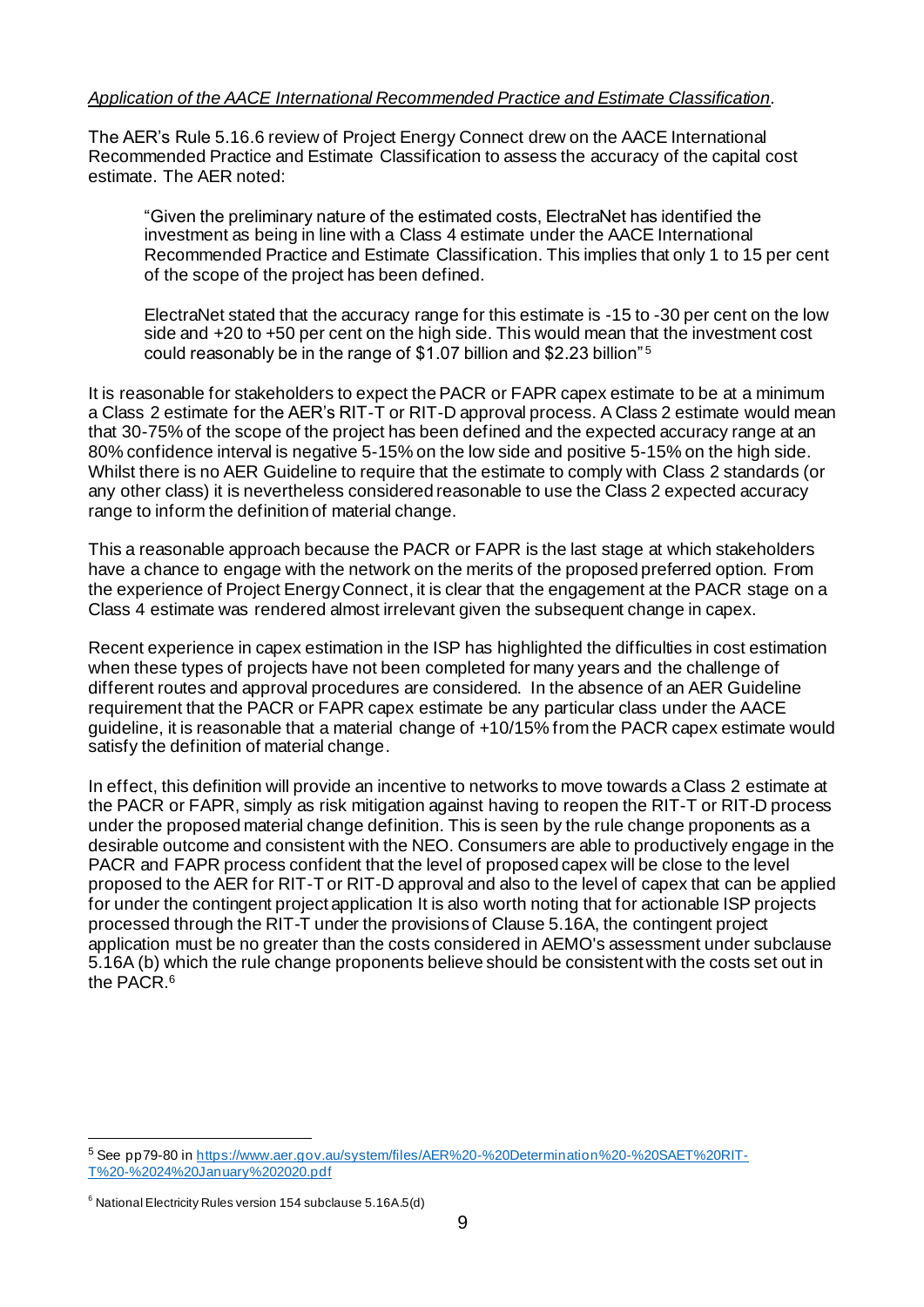*Application of the AACE International Recommended Practice and Estimate Classification*.

The AER's Rule 5.16.6 review of Project Energy Connect drew on the AACE International Recommended Practice and Estimate Classification to assess the accuracy of the capital cost estimate. The AER noted:

> "Given the preliminary nature of the estimated costs, ElectraNet has identified the investment as being in line with a Class 4 estimate under the AACE International Recommended Practice and Estimate Classification. This implies that only 1 to 15 per cent of the scope of the project has been defined.
>
> ElectraNet stated that the accuracy range for this estimate is -15 to -30 per cent on the low side and +20 to +50 per cent on the high side. This would mean that the investment cost could reasonably be in the range of $1.07 billion and $2.23 billion"[5]

It is reasonable for stakeholders to expect the PACR or FAPR capex estimate to be at a minimum a Class 2 estimate for the AER's RIT-T or RIT-D approval process. A Class 2 estimate would mean that 30-75% of the scope of the project has been defined and the expected accuracy range at an 80% confidence interval is negative 5-15% on the low side and positive 5-15% on the high side. Whilst there is no AER Guideline to require that the estimate to comply with Class 2 standards (or any other class) it is nevertheless considered reasonable to use the Class 2 expected accuracy range to inform the definition of material change.

This a reasonable approach because the PACR or FAPR is the last stage at which stakeholders have a chance to engage with the network on the merits of the proposed preferred option. From the experience of Project Energy Connect, it is clear that the engagement at the PACR stage on a Class 4 estimate was rendered almost irrelevant given the subsequent change in capex.

Recent experience in capex estimation in the ISP has highlighted the difficulties in cost estimation when these types of projects have not been completed for many years and the challenge of different routes and approval procedures are considered. In the absence of an AER Guideline requirement that the PACR or FAPR capex estimate be any particular class under the AACE guideline, it is reasonable that a material change of +10/15% from the PACR capex estimate would satisfy the definition of material change.

In effect, this definition will provide an incentive to networks to move towards a Class 2 estimate at the PACR or FAPR, simply as risk mitigation against having to reopen the RIT-T or RIT-D process under the proposed material change definition. This is seen by the rule change proponents as a desirable outcome and consistent with the NEO. Consumers are able to productively engage in the PACR and FAPR process confident that the level of proposed capex will be close to the level proposed to the AER for RIT-T or RIT-D approval and also to the level of capex that can be applied for under the contingent project application It is also worth noting that for actionable ISP projects processed through the RIT-T under the provisions of Clause 5.16A, the contingent project application must be no greater than the costs considered in AEMO's assessment under subclause 5.16A (b) which the rule change proponents believe should be consistent with the costs set out in the PACR.[6]

---

[5] See pp79-80 in https://www.aer.gov.au/system/files/AER%20-%20Determination%20-%20SAET%20RIT-T%20-%2024%20January%202020.pdf

[6] National Electricity Rules version 154 subclause 5.16A.5(d)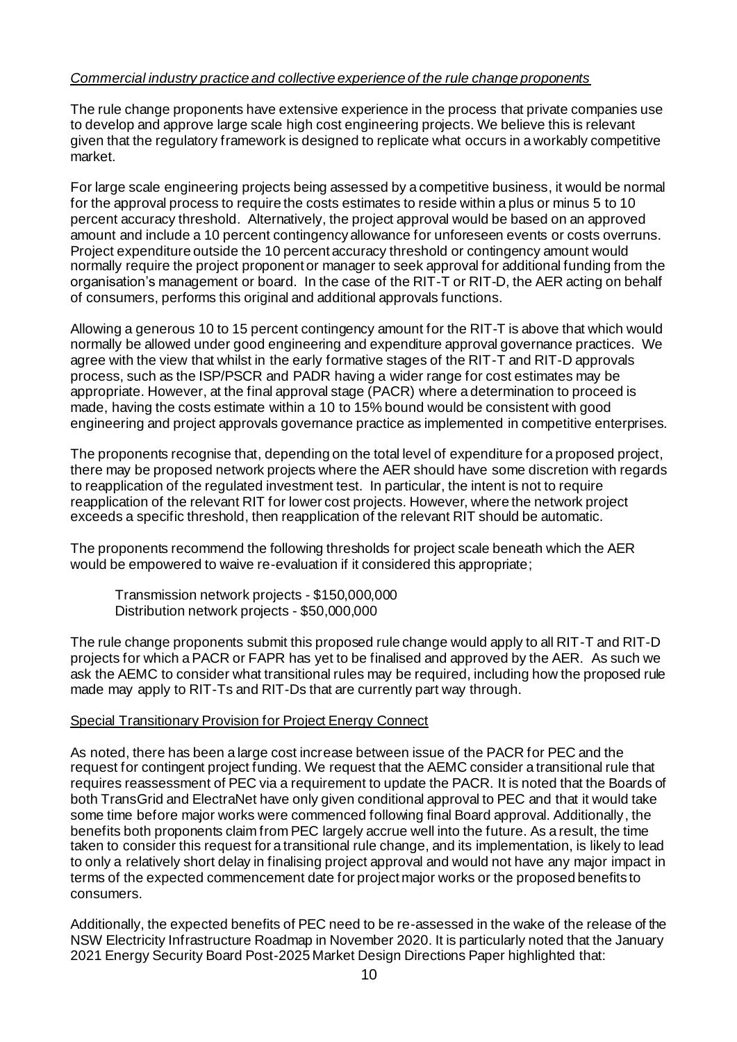*Commercial industry practice and collective experience of the rule change proponents*

The rule change proponents have extensive experience in the process that private companies use to develop and approve large scale high cost engineering projects. We believe this is relevant given that the regulatory framework is designed to replicate what occurs in a workably competitive market.

For large scale engineering projects being assessed by a competitive business, it would be normal for the approval process to require the costs estimates to reside within a plus or minus 5 to 10 percent accuracy threshold. Alternatively, the project approval would be based on an approved amount and include a 10 percent contingency allowance for unforeseen events or costs overruns. Project expenditure outside the 10 percent accuracy threshold or contingency amount would normally require the project proponent or manager to seek approval for additional funding from the organisation's management or board. In the case of the RIT-T or RIT-D, the AER acting on behalf of consumers, performs this original and additional approvals functions.

Allowing a generous 10 to 15 percent contingency amount for the RIT-T is above that which would normally be allowed under good engineering and expenditure approval governance practices. We agree with the view that whilst in the early formative stages of the RIT-T and RIT-D approvals process, such as the ISP/PSCR and PADR having a wider range for cost estimates may be appropriate. However, at the final approval stage (PACR) where a determination to proceed is made, having the costs estimate within a 10 to 15% bound would be consistent with good engineering and project approvals governance practice as implemented in competitive enterprises.

The proponents recognise that, depending on the total level of expenditure for a proposed project, there may be proposed network projects where the AER should have some discretion with regards to reapplication of the regulated investment test. In particular, the intent is not to require reapplication of the relevant RIT for lower cost projects. However, where the network project exceeds a specific threshold, then reapplication of the relevant RIT should be automatic.

The proponents recommend the following thresholds for project scale beneath which the AER would be empowered to waive re-evaluation if it considered this appropriate;

Transmission network projects - $150,000,000
Distribution network projects - $50,000,000

The rule change proponents submit this proposed rule change would apply to all RIT-T and RIT-D projects for which a PACR or FAPR has yet to be finalised and approved by the AER. As such we ask the AEMC to consider what transitional rules may be required, including how the proposed rule made may apply to RIT-Ts and RIT-Ds that are currently part way through.

Special Transitionary Provision for Project Energy Connect

As noted, there has been a large cost increase between issue of the PACR for PEC and the request for contingent project funding. We request that the AEMC consider a transitional rule that requires reassessment of PEC via a requirement to update the PACR. It is noted that the Boards of both TransGrid and ElectraNet have only given conditional approval to PEC and that it would take some time before major works were commenced following final Board approval. Additionally, the benefits both proponents claim from PEC largely accrue well into the future. As a result, the time taken to consider this request for a transitional rule change, and its implementation, is likely to lead to only a relatively short delay in finalising project approval and would not have any major impact in terms of the expected commencement date for project major works or the proposed benefits to consumers.

Additionally, the expected benefits of PEC need to be re-assessed in the wake of the release of the NSW Electricity Infrastructure Roadmap in November 2020. It is particularly noted that the January 2021 Energy Security Board Post-2025 Market Design Directions Paper highlighted that: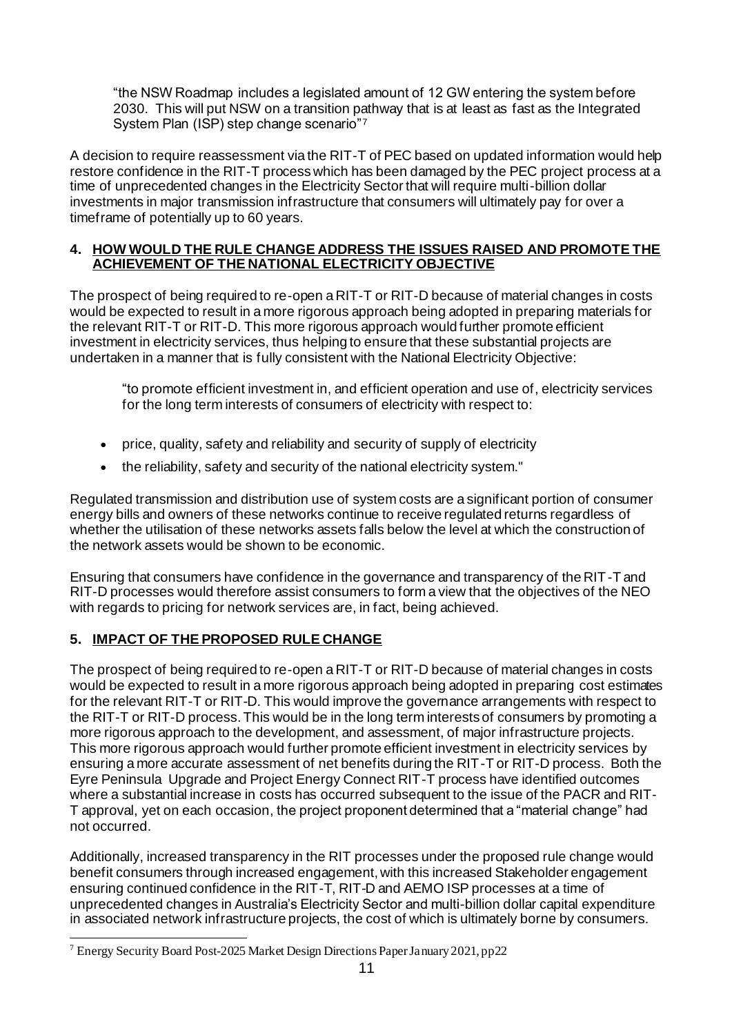> "the NSW Roadmap includes a legislated amount of 12 GW entering the system before 2030. This will put NSW on a transition pathway that is at least as fast as the Integrated System Plan (ISP) step change scenario"[7]

A decision to require reassessment via the RIT-T of PEC based on updated information would help restore confidence in the RIT-T process which has been damaged by the PEC project process at a time of unprecedented changes in the Electricity Sector that will require multi-billion dollar investments in major transmission infrastructure that consumers will ultimately pay for over a timeframe of potentially up to 60 years.

## 4. HOW WOULD THE RULE CHANGE ADDRESS THE ISSUES RAISED AND PROMOTE THE ACHIEVEMENT OF THE NATIONAL ELECTRICITY OBJECTIVE

The prospect of being required to re-open a RIT-T or RIT-D because of material changes in costs would be expected to result in a more rigorous approach being adopted in preparing materials for the relevant RIT-T or RIT-D. This more rigorous approach would further promote efficient investment in electricity services, thus helping to ensure that these substantial projects are undertaken in a manner that is fully consistent with the National Electricity Objective:

> "to promote efficient investment in, and efficient operation and use of, electricity services for the long term interests of consumers of electricity with respect to:

- price, quality, safety and reliability and security of supply of electricity
- the reliability, safety and security of the national electricity system."

Regulated transmission and distribution use of system costs are a significant portion of consumer energy bills and owners of these networks continue to receive regulated returns regardless of whether the utilisation of these networks assets falls below the level at which the construction of the network assets would be shown to be economic.

Ensuring that consumers have confidence in the governance and transparency of the RIT-T and RIT-D processes would therefore assist consumers to form a view that the objectives of the NEO with regards to pricing for network services are, in fact, being achieved.

## 5. IMPACT OF THE PROPOSED RULE CHANGE

The prospect of being required to re-open a RIT-T or RIT-D because of material changes in costs would be expected to result in a more rigorous approach being adopted in preparing cost estimates for the relevant RIT-T or RIT-D. This would improve the governance arrangements with respect to the RIT-T or RIT-D process. This would be in the long term interests of consumers by promoting a more rigorous approach to the development, and assessment, of major infrastructure projects. This more rigorous approach would further promote efficient investment in electricity services by ensuring a more accurate assessment of net benefits during the RIT-T or RIT-D process. Both the Eyre Peninsula Upgrade and Project Energy Connect RIT-T process have identified outcomes where a substantial increase in costs has occurred subsequent to the issue of the PACR and RIT-T approval, yet on each occasion, the project proponent determined that a "material change" had not occurred.

Additionally, increased transparency in the RIT processes under the proposed rule change would benefit consumers through increased engagement, with this increased Stakeholder engagement ensuring continued confidence in the RIT-T, RIT-D and AEMO ISP processes at a time of unprecedented changes in Australia's Electricity Sector and multi-billion dollar capital expenditure in associated network infrastructure projects, the cost of which is ultimately borne by consumers.

---

[7] Energy Security Board Post-2025 Market Design Directions Paper January 2021, pp22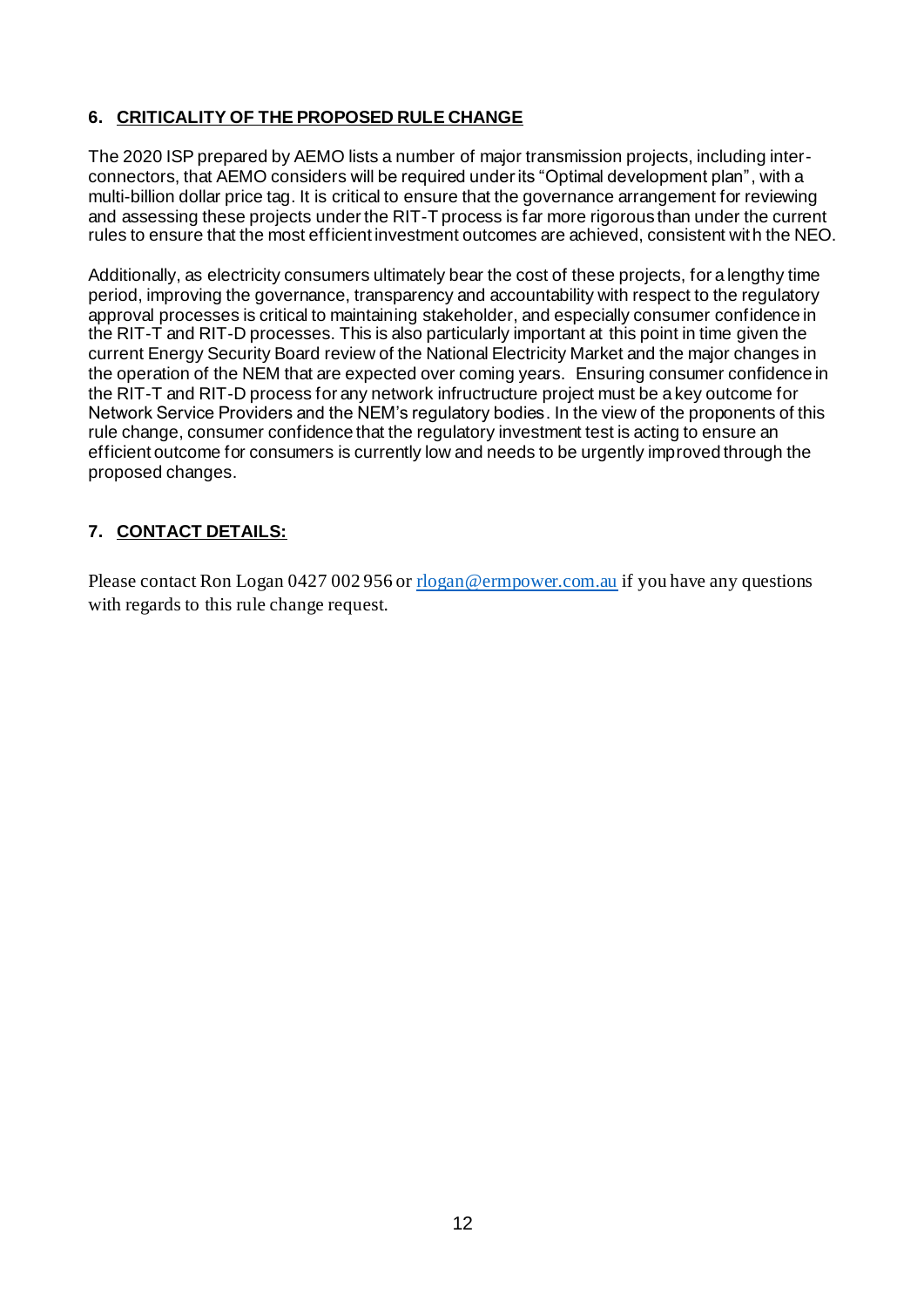## 6. CRITICALITY OF THE PROPOSED RULE CHANGE

The 2020 ISP prepared by AEMO lists a number of major transmission projects, including inter-connectors, that AEMO considers will be required under its "Optimal development plan", with a multi-billion dollar price tag. It is critical to ensure that the governance arrangement for reviewing and assessing these projects under the RIT-T process is far more rigorous than under the current rules to ensure that the most efficient investment outcomes are achieved, consistent with the NEO.

Additionally, as electricity consumers ultimately bear the cost of these projects, for a lengthy time period, improving the governance, transparency and accountability with respect to the regulatory approval processes is critical to maintaining stakeholder, and especially consumer confidence in the RIT-T and RIT-D processes. This is also particularly important at this point in time given the current Energy Security Board review of the National Electricity Market and the major changes in the operation of the NEM that are expected over coming years. Ensuring consumer confidence in the RIT-T and RIT-D process for any network infructructure project must be a key outcome for Network Service Providers and the NEM's regulatory bodies. In the view of the proponents of this rule change, consumer confidence that the regulatory investment test is acting to ensure an efficient outcome for consumers is currently low and needs to be urgently improved through the proposed changes.

## 7. CONTACT DETAILS:

Please contact Ron Logan 0427 002 956 or [rlogan@ermpower.com.au](mailto:rlogan@ermpower.com.au) if you have any questions with regards to this rule change request.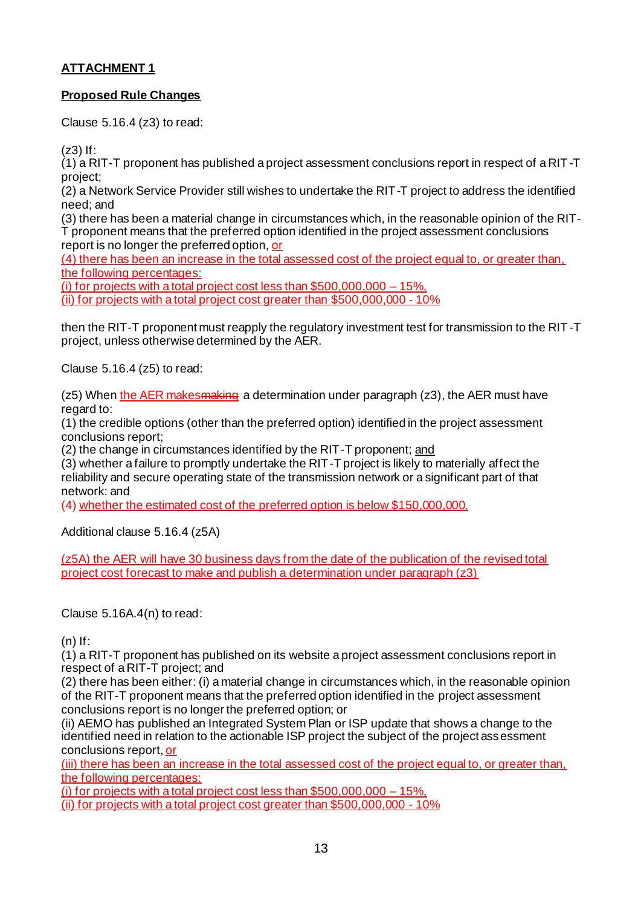**ATTACHMENT 1**

**Proposed Rule Changes**

Clause 5.16.4 (z3) to read:

(z3) If:
(1) a RIT-T proponent has published a project assessment conclusions report in respect of a RIT-T project;
(2) a Network Service Provider still wishes to undertake the RIT-T project to address the identified need; and
(3) there has been a material change in circumstances which, in the reasonable opinion of the RIT-T proponent means that the preferred option identified in the project assessment conclusions report is no longer the preferred option, or
(4) there has been an increase in the total assessed cost of the project equal to, or greater than, the following percentages:
(i) for projects with a total project cost less than $500,000,000 – 15%,
(ii) for projects with a total project cost greater than $500,000,000 - 10%

then the RIT-T proponent must reapply the regulatory investment test for transmission to the RIT-T project, unless otherwise determined by the AER.

Clause 5.16.4 (z5) to read:

(z5) When the AER makes~~making~~ a determination under paragraph (z3), the AER must have regard to:
(1) the credible options (other than the preferred option) identified in the project assessment conclusions report;
(2) the change in circumstances identified by the RIT-T proponent; and
(3) whether a failure to promptly undertake the RIT-T project is likely to materially affect the reliability and secure operating state of the transmission network or a significant part of that network: and
(4) whether the estimated cost of the preferred option is below $150,000,000.

Additional clause 5.16.4 (z5A)

(z5A) the AER will have 30 business days from the date of the publication of the revised total project cost forecast to make and publish a determination under paragraph (z3)

Clause 5.16A.4(n) to read:

(n) If:
(1) a RIT-T proponent has published on its website a project assessment conclusions report in respect of a RIT-T project; and
(2) there has been either: (i) a material change in circumstances which, in the reasonable opinion of the RIT-T proponent means that the preferred option identified in the project assessment conclusions report is no longer the preferred option; or
(ii) AEMO has published an Integrated System Plan or ISP update that shows a change to the identified need in relation to the actionable ISP project the subject of the project assessment conclusions report, or
(iii) there has been an increase in the total assessed cost of the project equal to, or greater than, the following percentages:
(i) for projects with a total project cost less than $500,000,000 – 15%,
(ii) for projects with a total project cost greater than $500,000,000 - 10%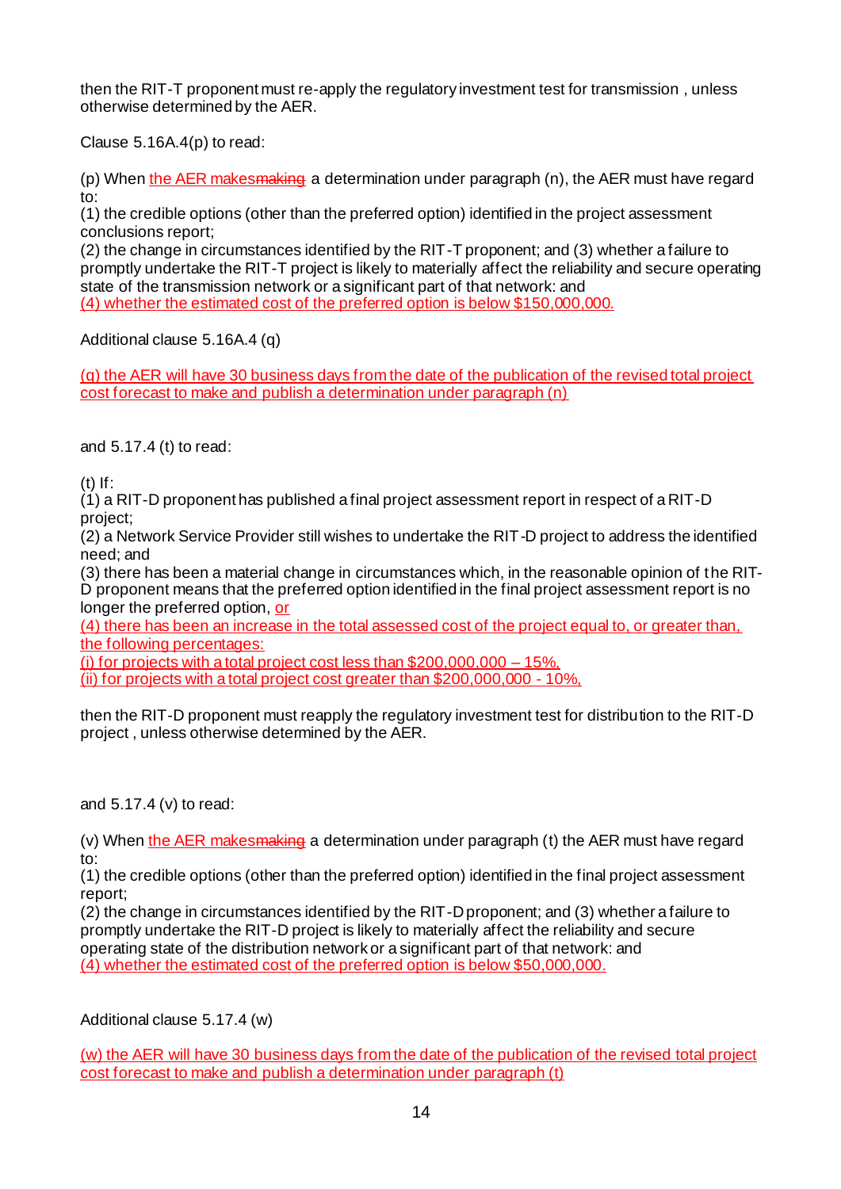then the RIT-T proponent must re-apply the regulatory investment test for transmission , unless otherwise determined by the AER.

Clause 5.16A.4(p) to read:

(p) When the AER makes~~making~~ a determination under paragraph (n), the AER must have regard to:
(1) the credible options (other than the preferred option) identified in the project assessment conclusions report;
(2) the change in circumstances identified by the RIT-T proponent; and (3) whether a failure to promptly undertake the RIT-T project is likely to materially affect the reliability and secure operating state of the transmission network or a significant part of that network: and
(4) whether the estimated cost of the preferred option is below $150,000,000.

Additional clause 5.16A.4 (q)

(q) the AER will have 30 business days from the date of the publication of the revised total project cost forecast to make and publish a determination under paragraph (n)

and 5.17.4 (t) to read:

(t) If:
(1) a RIT-D proponent has published a final project assessment report in respect of a RIT-D project;
(2) a Network Service Provider still wishes to undertake the RIT-D project to address the identified need; and
(3) there has been a material change in circumstances which, in the reasonable opinion of the RIT-D proponent means that the preferred option identified in the final project assessment report is no longer the preferred option, or
(4) there has been an increase in the total assessed cost of the project equal to, or greater than, the following percentages:
(i) for projects with a total project cost less than $200,000,000 – 15%,
(ii) for projects with a total project cost greater than $200,000,000 - 10%,

then the RIT-D proponent must reapply the regulatory investment test for distribution to the RIT-D project , unless otherwise determined by the AER.

and 5.17.4 (v) to read:

(v) When the AER makes~~making~~ a determination under paragraph (t) the AER must have regard to:
(1) the credible options (other than the preferred option) identified in the final project assessment report;
(2) the change in circumstances identified by the RIT-D proponent; and (3) whether a failure to promptly undertake the RIT-D project is likely to materially affect the reliability and secure operating state of the distribution network or a significant part of that network: and
(4) whether the estimated cost of the preferred option is below $50,000,000.

Additional clause 5.17.4 (w)

(w) the AER will have 30 business days from the date of the publication of the revised total project cost forecast to make and publish a determination under paragraph (t)